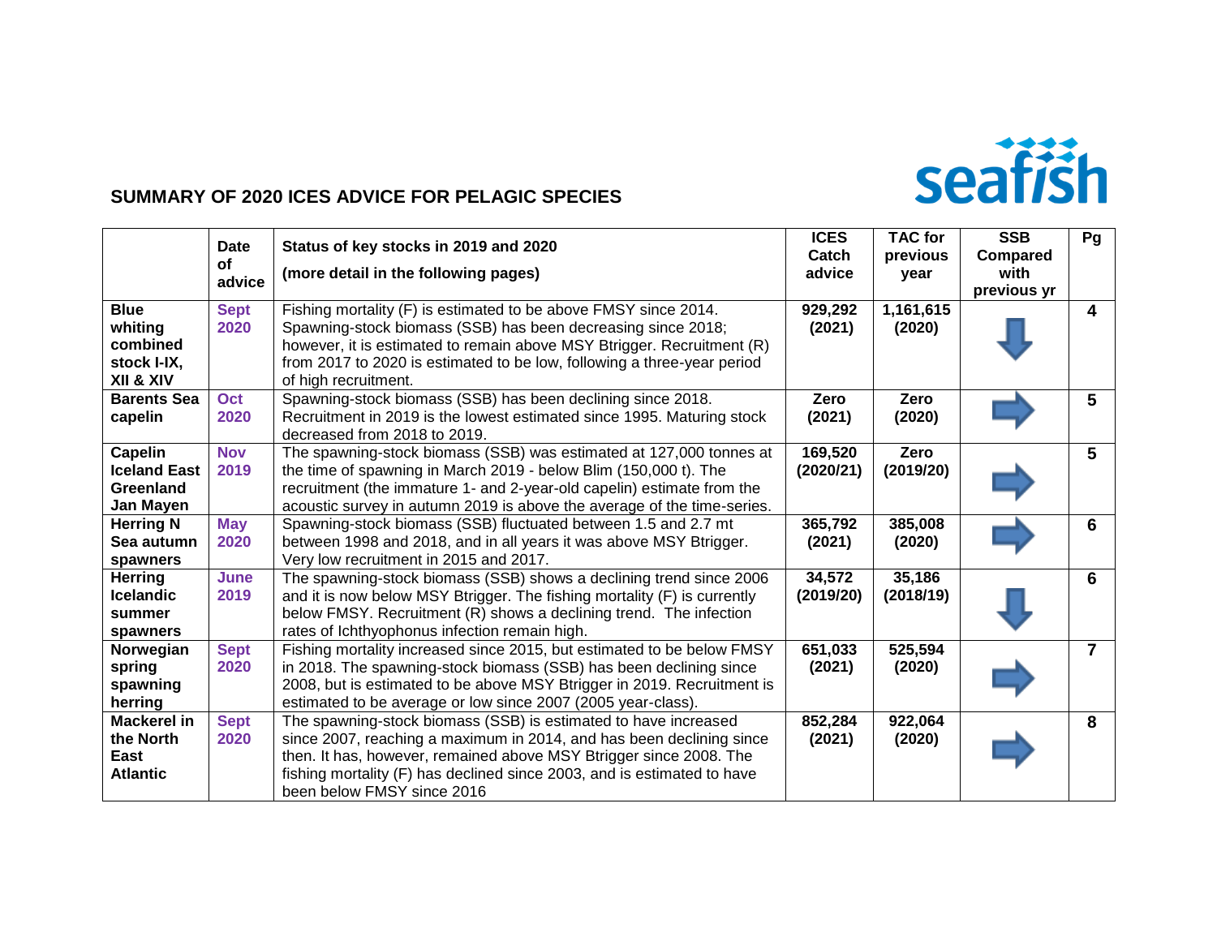## SUMMARY OF 2020 ICES ADVICE FOR PELAGIC SPECIES

| | Date of advice | Status of key stocks in 2019 and 2020 (more detail in the following pages) | ICES Catch advice | TAC for previous year | SSB Compared with previous yr | Pg |
|---|---|---|---|---|---|---|
| **Blue whiting combined stock I-IX, XII & XIV** | Sept 2020 | Fishing mortality (F) is estimated to be above FMSY since 2014. Spawning-stock biomass (SSB) has been decreasing since 2018; however, it is estimated to remain above MSY Btrigger. Recruitment (R) from 2017 to 2020 is estimated to be low, following a three-year period of high recruitment. | **929,292 (2021)** | **1,161,615 (2020)** | ↓ | **4** |
| **Barents Sea capelin** | Oct 2020 | Spawning-stock biomass (SSB) has been declining since 2018. Recruitment in 2019 is the lowest estimated since 1995. Maturing stock decreased from 2018 to 2019. | **Zero (2021)** | **Zero (2020)** | → | **5** |
| **Capelin Iceland East Greenland Jan Mayen** | Nov 2019 | The spawning-stock biomass (SSB) was estimated at 127,000 tonnes at the time of spawning in March 2019 - below Blim (150,000 t). The recruitment (the immature 1- and 2-year-old capelin) estimate from the acoustic survey in autumn 2019 is above the average of the time-series. | **169,520 (2020/21)** | **Zero (2019/20)** | → | **5** |
| **Herring N Sea autumn spawners** | May 2020 | Spawning-stock biomass (SSB) fluctuated between 1.5 and 2.7 mt between 1998 and 2018, and in all years it was above MSY Btrigger. Very low recruitment in 2015 and 2017. | **365,792 (2021)** | **385,008 (2020)** | → | **6** |
| **Herring Icelandic summer spawners** | June 2019 | The spawning-stock biomass (SSB) shows a declining trend since 2006 and it is now below MSY Btrigger. The fishing mortality (F) is currently below FMSY. Recruitment (R) shows a declining trend. The infection rates of Ichthyophonus infection remain high. | **34,572 (2019/20)** | **35,186 (2018/19)** | ↓ | **6** |
| **Norwegian spring spawning herring** | Sept 2020 | Fishing mortality increased since 2015, but estimated to be below FMSY in 2018. The spawning-stock biomass (SSB) has been declining since 2008, but is estimated to be above MSY Btrigger in 2019. Recruitment is estimated to be average or low since 2007 (2005 year-class). | **651,033 (2021)** | **525,594 (2020)** | → | **7** |
| **Mackerel in the North East Atlantic** | Sept 2020 | The spawning-stock biomass (SSB) is estimated to have increased since 2007, reaching a maximum in 2014, and has been declining since then. It has, however, remained above MSY Btrigger since 2008. The fishing mortality (F) has declined since 2003, and is estimated to have been below FMSY since 2016 | **852,284 (2021)** | **922,064 (2020)** | → | **8** |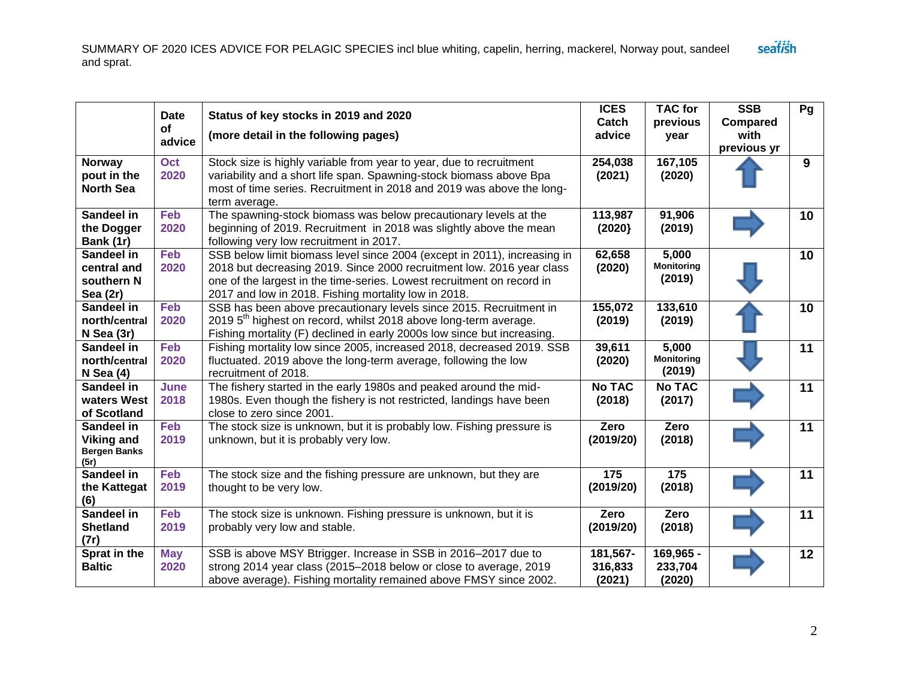| | Date of advice | Status of key stocks in 2019 and 2020 (more detail in the following pages) | ICES Catch advice | TAC for previous year | SSB Compared with previous yr | Pg |
|---|---|---|---|---|---|---|
| **Norway pout in the North Sea** | Oct 2020 | Stock size is highly variable from year to year, due to recruitment variability and a short life span. Spawning-stock biomass above Bpa most of time series. Recruitment in 2018 and 2019 was above the long-term average. | **254,038 (2021)** | **167,105 (2020)** | ↑ | **9** |
| **Sandeel in the Dogger Bank (1r)** | Feb 2020 | The spawning-stock biomass was below precautionary levels at the beginning of 2019. Recruitment in 2018 was slightly above the mean following very low recruitment in 2017. | **113,987 (2020}** | **91,906 (2019)** | → | **10** |
| **Sandeel in central and southern N Sea (2r)** | Feb 2020 | SSB below limit biomass level since 2004 (except in 2011), increasing in 2018 but decreasing 2019. Since 2000 recruitment low. 2016 year class one of the largest in the time-series. Lowest recruitment on record in 2017 and low in 2018. Fishing mortality low in 2018. | **62,658 (2020)** | **5,000 Monitoring (2019)** | ↓ | **10** |
| **Sandeel in north/central N Sea (3r)** | Feb 2020 | SSB has been above precautionary levels since 2015. Recruitment in 2019 5th highest on record, whilst 2018 above long-term average. Fishing mortality (F) declined in early 2000s low since but increasing. | **155,072 (2019)** | **133,610 (2019)** | ↑ | **10** |
| **Sandeel in north/central N Sea (4)** | Feb 2020 | Fishing mortality low since 2005, increased 2018, decreased 2019. SSB fluctuated. 2019 above the long-term average, following the low recruitment of 2018. | **39,611 (2020)** | **5,000 Monitoring (2019)** | ↓ | **11** |
| **Sandeel in waters West of Scotland** | June 2018 | The fishery started in the early 1980s and peaked around the mid-1980s. Even though the fishery is not restricted, landings have been close to zero since 2001. | **No TAC (2018)** | **No TAC (2017)** | → | **11** |
| **Sandeel in Viking and Bergen Banks (5r)** | Feb 2019 | The stock size is unknown, but it is probably low. Fishing pressure is unknown, but it is probably very low. | **Zero (2019/20)** | **Zero (2018)** | → | **11** |
| **Sandeel in the Kattegat (6)** | Feb 2019 | The stock size and the fishing pressure are unknown, but they are thought to be very low. | **175 (2019/20)** | **175 (2018)** | → | **11** |
| **Sandeel in Shetland (7r)** | Feb 2019 | The stock size is unknown. Fishing pressure is unknown, but it is probably very low and stable. | **Zero (2019/20)** | **Zero (2018)** | → | **11** |
| **Sprat in the Baltic** | May 2020 | SSB is above MSY Btrigger. Increase in SSB in 2016–2017 due to strong 2014 year class (2015–2018 below or close to average, 2019 above average). Fishing mortality remained above FMSY since 2002. | **181,567-316,833 (2021)** | **169,965 - 233,704 (2020)** | → | **12** |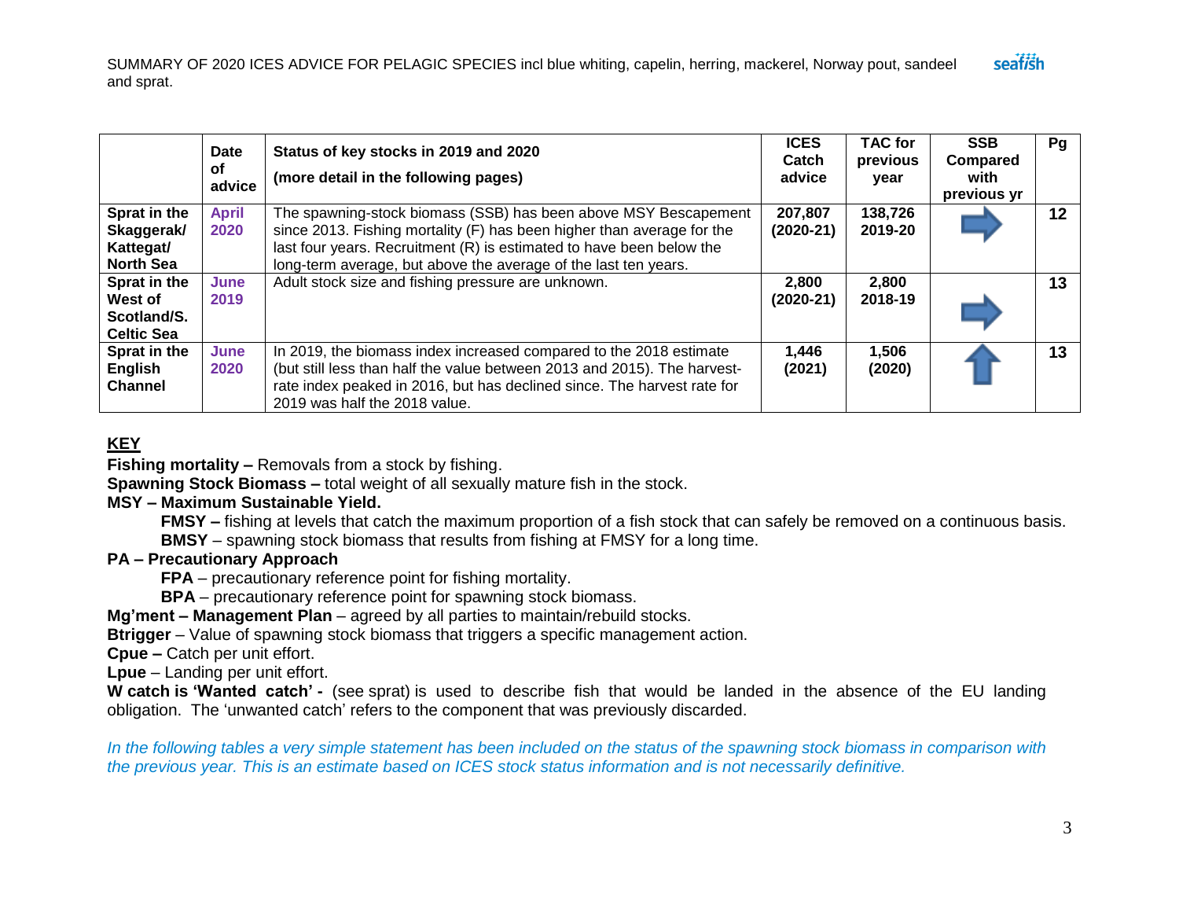| | Date of advice | Status of key stocks in 2019 and 2020 (more detail in the following pages) | ICES Catch advice | TAC for previous year | SSB Compared with previous yr | Pg |
|---|---|---|---|---|---|---|
| **Sprat in the Skaggerak/ Kattegat/ North Sea** | **April 2020** | The spawning-stock biomass (SSB) has been above MSY Bescapement since 2013. Fishing mortality (F) has been higher than average for the last four years. Recruitment (R) is estimated to have been below the long-term average, but above the average of the last ten years. | **207,807 (2020-21)** | **138,726 2019-20** | → | **12** |
| **Sprat in the West of Scotland/S. Celtic Sea** | **June 2019** | Adult stock size and fishing pressure are unknown. | **2,800 (2020-21)** | **2,800 2018-19** | → | **13** |
| **Sprat in the English Channel** | **June 2020** | In 2019, the biomass index increased compared to the 2018 estimate (but still less than half the value between 2013 and 2015). The harvest-rate index peaked in 2016, but has declined since. The harvest rate for 2019 was half the 2018 value. | **1,446 (2021)** | **1,506 (2020)** | ↑ | **13** |

## KEY

**Fishing mortality –** Removals from a stock by fishing.

**Spawning Stock Biomass –** total weight of all sexually mature fish in the stock.

**MSY – Maximum Sustainable Yield.**

- **FMSY –** fishing at levels that catch the maximum proportion of a fish stock that can safely be removed on a continuous basis.
- **BMSY** – spawning stock biomass that results from fishing at FMSY for a long time.

**PA – Precautionary Approach**

- **FPA** – precautionary reference point for fishing mortality.
- **BPA** – precautionary reference point for spawning stock biomass.

**Mg'ment – Management Plan** – agreed by all parties to maintain/rebuild stocks.

**Btrigger** – Value of spawning stock biomass that triggers a specific management action.

**Cpue –** Catch per unit effort.

**Lpue** – Landing per unit effort.

**W catch is 'Wanted catch' -** (see sprat) is used to describe fish that would be landed in the absence of the EU landing obligation. The 'unwanted catch' refers to the component that was previously discarded.

*In the following tables a very simple statement has been included on the status of the spawning stock biomass in comparison with the previous year. This is an estimate based on ICES stock status information and is not necessarily definitive.*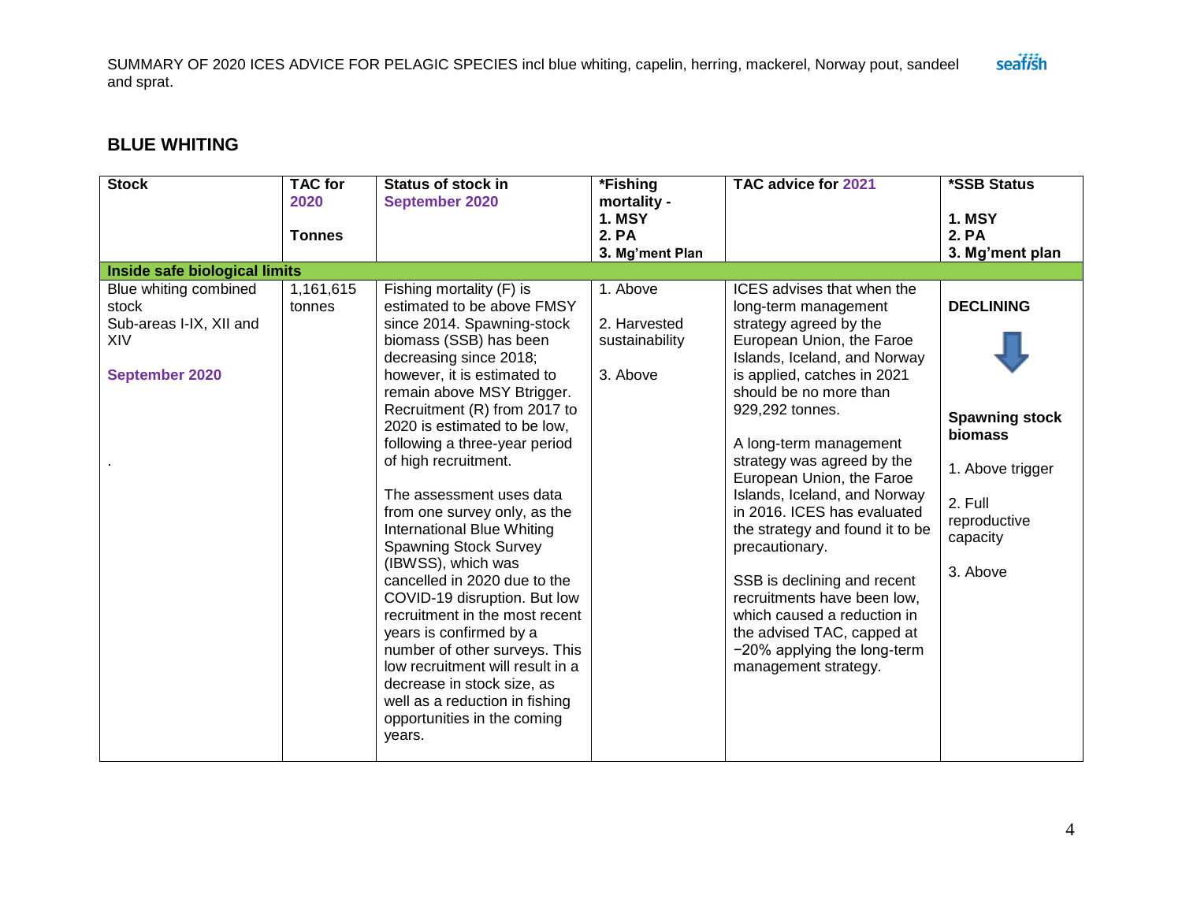## BLUE WHITING

| Stock | TAC for 2020<br><br>Tonnes | Status of stock in September 2020 | *Fishing mortality -<br>1. MSY<br>2. PA<br>3. Mg'ment Plan | TAC advice for 2021 | *SSB Status<br><br>1. MSY<br>2. PA<br>3. Mg'ment plan |
|---|---|---|---|---|---|
| **Inside safe biological limits** | | | | | |
| Blue whiting combined stock<br>Sub-areas I-IX, XII and XIV<br><br>**September 2020**<br><br>. | 1,161,615 tonnes | Fishing mortality (F) is estimated to be above FMSY since 2014. Spawning-stock biomass (SSB) has been decreasing since 2018; however, it is estimated to remain above MSY Btrigger. Recruitment (R) from 2017 to 2020 is estimated to be low, following a three-year period of high recruitment.<br><br>The assessment uses data from one survey only, as the International Blue Whiting Spawning Stock Survey (IBWSS), which was cancelled in 2020 due to the COVID-19 disruption. But low recruitment in the most recent years is confirmed by a number of other surveys. This low recruitment will result in a decrease in stock size, as well as a reduction in fishing opportunities in the coming years. | 1. Above<br><br>2. Harvested sustainability<br><br>3. Above | ICES advises that when the long-term management strategy agreed by the European Union, the Faroe Islands, Iceland, and Norway is applied, catches in 2021 should be no more than 929,292 tonnes.<br><br>A long-term management strategy was agreed by the European Union, the Faroe Islands, Iceland, and Norway in 2016. ICES has evaluated the strategy and found it to be precautionary.<br><br>SSB is declining and recent recruitments have been low, which caused a reduction in the advised TAC, capped at −20% applying the long-term management strategy. | **DECLINING**<br><br>**Spawning stock biomass**<br><br>1. Above trigger<br><br>2. Full reproductive capacity<br><br>3. Above |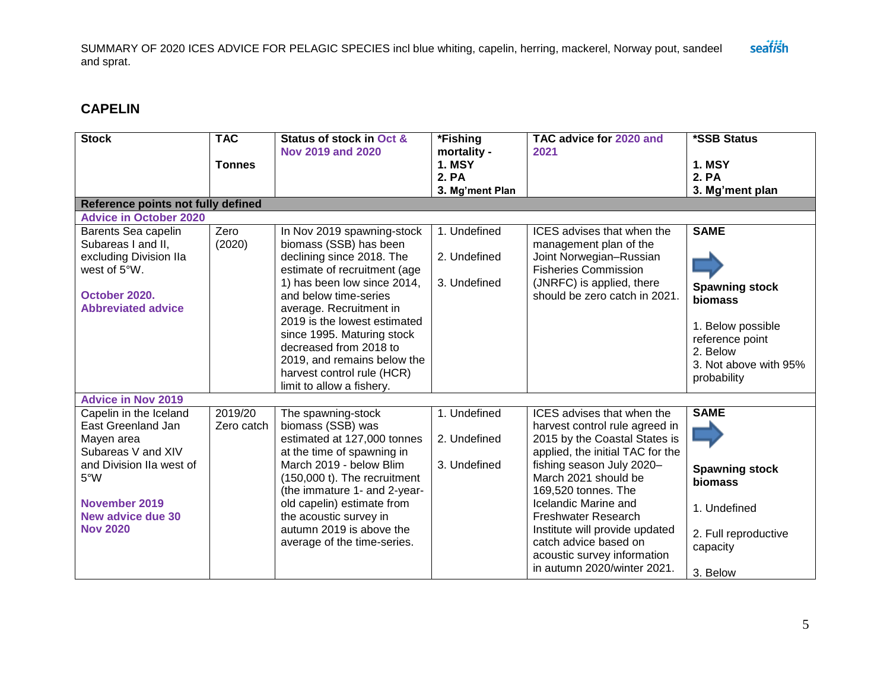## CAPELIN

| Stock | TAC<br><br>Tonnes | Status of stock in Oct & Nov 2019 and 2020 | *Fishing mortality -<br>1. MSY<br>2. PA<br>3. Mg'ment Plan | TAC advice for 2020 and 2021 | *SSB Status<br><br>1. MSY<br>2. PA<br>3. Mg'ment plan |
|---|---|---|---|---|---|
| **Reference points not fully defined** | | | | | |
| **Advice in October 2020** | | | | | |
| Barents Sea capelin Subareas I and II, excluding Division IIa west of 5°W.<br><br>**October 2020. Abbreviated advice** | Zero (2020) | In Nov 2019 spawning-stock biomass (SSB) has been declining since 2018. The estimate of recruitment (age 1) has been low since 2014, and below time-series average. Recruitment in 2019 is the lowest estimated since 1995. Maturing stock decreased from 2018 to 2019, and remains below the harvest control rule (HCR) limit to allow a fishery. | 1. Undefined<br><br>2. Undefined<br><br>3. Undefined | ICES advises that when the management plan of the Joint Norwegian–Russian Fisheries Commission (JNRFC) is applied, there should be zero catch in 2021. | **SAME**<br><br>**Spawning stock biomass**<br><br>1. Below possible reference point<br>2. Below<br>3. Not above with 95% probability |
| **Advice in Nov 2019** | | | | | |
| Capelin in the Iceland East Greenland Jan Mayen area Subareas V and XIV and Division IIa west of 5°W<br><br>**November 2019 New advice due 30 Nov 2020** | 2019/20 Zero catch | The spawning-stock biomass (SSB) was estimated at 127,000 tonnes at the time of spawning in March 2019 - below Blim (150,000 t). The recruitment (the immature 1- and 2-year-old capelin) estimate from the acoustic survey in autumn 2019 is above the average of the time-series. | 1. Undefined<br><br>2. Undefined<br><br>3. Undefined | ICES advises that when the harvest control rule agreed in 2015 by the Coastal States is applied, the initial TAC for the fishing season July 2020–March 2021 should be 169,520 tonnes. The Icelandic Marine and Freshwater Research Institute will provide updated catch advice based on acoustic survey information in autumn 2020/winter 2021. | **SAME**<br><br>**Spawning stock biomass**<br><br>1. Undefined<br><br>2. Full reproductive capacity<br><br>3. Below |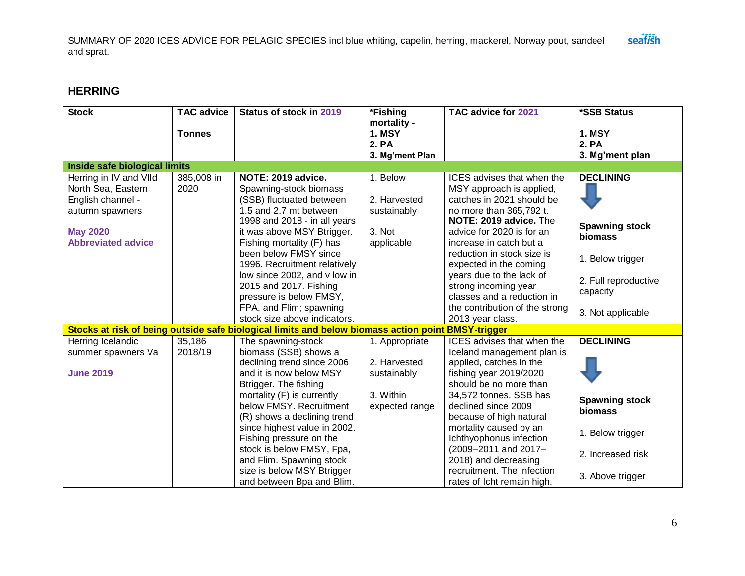## HERRING

| Stock | TAC advice<br><br>Tonnes | Status of stock in 2019 | *Fishing mortality -<br>1. MSY<br>2. PA<br>3. Mg'ment Plan | TAC advice for 2021 | *SSB Status<br><br>1. MSY<br>2. PA<br>3. Mg'ment plan |
|---|---|---|---|---|---|
| **Inside safe biological limits** | | | | | |
| Herring in IV and VIId North Sea, Eastern English channel - autumn spawners<br><br>**May 2020**<br>**Abbreviated advice** | 385,008 in 2020 | **NOTE: 2019 advice.** Spawning-stock biomass (SSB) fluctuated between 1.5 and 2.7 mt between 1998 and 2018 - in all years it was above MSY Btrigger. Fishing mortality (F) has been below FMSY since 1996. Recruitment relatively low since 2002, and v low in 2015 and 2017. Fishing pressure is below FMSY, FPA, and Flim; spawning stock size above indicators. | 1. Below<br><br>2. Harvested sustainably<br><br>3. Not applicable | ICES advises that when the MSY approach is applied, catches in 2021 should be no more than 365,792 t.<br>**NOTE: 2019 advice.** The advice for 2020 is for an increase in catch but a reduction in stock size is expected in the coming years due to the lack of strong incoming year classes and a reduction in the contribution of the strong 2013 year class. | **DECLINING**<br><br>**Spawning stock biomass**<br><br>1. Below trigger<br><br>2. Full reproductive capacity<br><br>3. Not applicable |
| **Stocks at risk of being outside safe biological limits and below biomass action point BMSY-trigger** | | | | | |
| Herring Icelandic summer spawners Va<br><br>**June 2019** | 35,186 2018/19 | The spawning-stock biomass (SSB) shows a declining trend since 2006 and it is now below MSY Btrigger. The fishing mortality (F) is currently below FMSY. Recruitment (R) shows a declining trend since highest value in 2002. Fishing pressure on the stock is below FMSY, Fpa, and Flim. Spawning stock size is below MSY Btrigger and between Bpa and Blim. | 1. Appropriate<br><br>2. Harvested sustainably<br><br>3. Within expected range | ICES advises that when the Iceland management plan is applied, catches in the fishing year 2019/2020 should be no more than 34,572 tonnes. SSB has declined since 2009 because of high natural mortality caused by an Ichthyophonus infection (2009–2011 and 2017–2018) and decreasing recruitment. The infection rates of Icht remain high. | **DECLINING**<br><br>**Spawning stock biomass**<br><br>1. Below trigger<br><br>2. Increased risk<br><br>3. Above trigger |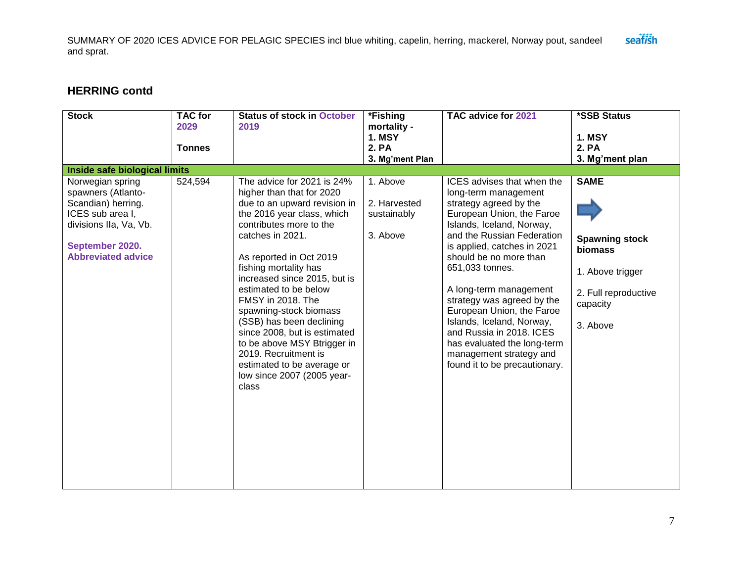## HERRING contd

| Stock | TAC for 2029<br><br>Tonnes | Status of stock in October 2019 | *Fishing mortality -<br>1. MSY<br>2. PA<br>3. Mg'ment Plan | TAC advice for 2021 | *SSB Status<br><br>1. MSY<br>2. PA<br>3. Mg'ment plan |
|---|---|---|---|---|---|
| **Inside safe biological limits** | | | | | |
| Norwegian spring spawners (Atlanto-Scandian) herring. ICES sub area I, divisions IIa, Va, Vb.<br><br>**September 2020. Abbreviated advice** | 524,594 | The advice for 2021 is 24% higher than that for 2020 due to an upward revision in the 2016 year class, which contributes more to the catches in 2021.<br><br>As reported in Oct 2019 fishing mortality has increased since 2015, but is estimated to be below FMSY in 2018. The spawning-stock biomass (SSB) has been declining since 2008, but is estimated to be above MSY Btrigger in 2019. Recruitment is estimated to be average or low since 2007 (2005 year-class | 1. Above<br><br>2. Harvested sustainably<br><br>3. Above | ICES advises that when the long-term management strategy agreed by the European Union, the Faroe Islands, Iceland, Norway, and the Russian Federation is applied, catches in 2021 should be no more than 651,033 tonnes.<br><br>A long-term management strategy was agreed by the European Union, the Faroe Islands, Iceland, Norway, and Russia in 2018. ICES has evaluated the long-term management strategy and found it to be precautionary. | **SAME**<br><br>➡<br><br>**Spawning stock biomass**<br><br>1. Above trigger<br><br>2. Full reproductive capacity<br><br>3. Above |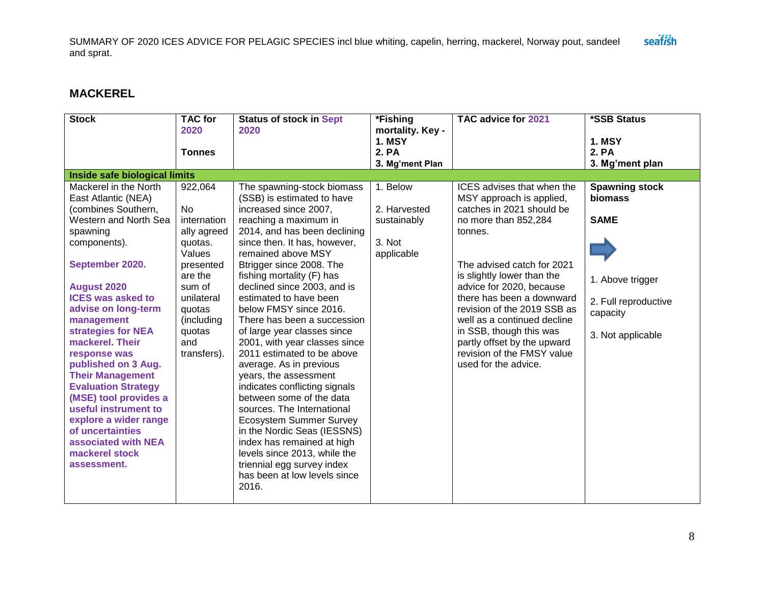## MACKEREL

| Stock | TAC for 2020<br><br>Tonnes | Status of stock in Sept 2020 | *Fishing mortality. Key - 1. MSY 2. PA 3. Mg'ment Plan | TAC advice for 2021 | *SSB Status<br><br>1. MSY<br>2. PA<br>3. Mg'ment plan |
|---|---|---|---|---|---|
| **Inside safe biological limits** | | | | | |
| Mackerel in the North East Atlantic (NEA) (combines Southern, Western and North Sea spawning components).<br><br>**September 2020.**<br><br>**August 2020 ICES was asked to advise on long-term management strategies for NEA mackerel. Their response was published on 3 Aug. Their Management Evaluation Strategy (MSE) tool provides a useful instrument to explore a wider range of uncertainties associated with NEA mackerel stock assessment.** | 922,064<br><br>No internationally agreed quotas. Values presented are the sum of unilateral quotas (including quotas and transfers). | The spawning-stock biomass (SSB) is estimated to have increased since 2007, reaching a maximum in 2014, and has been declining since then. It has, however, remained above MSY Btrigger since 2008. The fishing mortality (F) has declined since 2003, and is estimated to have been below FMSY since 2016. There has been a succession of large year classes since 2001, with year classes since 2011 estimated to be above average. As in previous years, the assessment indicates conflicting signals between some of the data sources. The International Ecosystem Summer Survey in the Nordic Seas (IESSNS) index has remained at high levels since 2013, while the triennial egg survey index has been at low levels since 2016. | 1. Below<br><br>2. Harvested sustainably<br><br>3. Not applicable | ICES advises that when the MSY approach is applied, catches in 2021 should be no more than 852,284 tonnes.<br><br>The advised catch for 2021 is slightly lower than the advice for 2020, because there has been a downward revision of the 2019 SSB as well as a continued decline in SSB, though this was partly offset by the upward revision of the FMSY value used for the advice. | **Spawning stock biomass**<br><br>**SAME**<br><br>➡<br><br>1. Above trigger<br><br>2. Full reproductive capacity<br><br>3. Not applicable |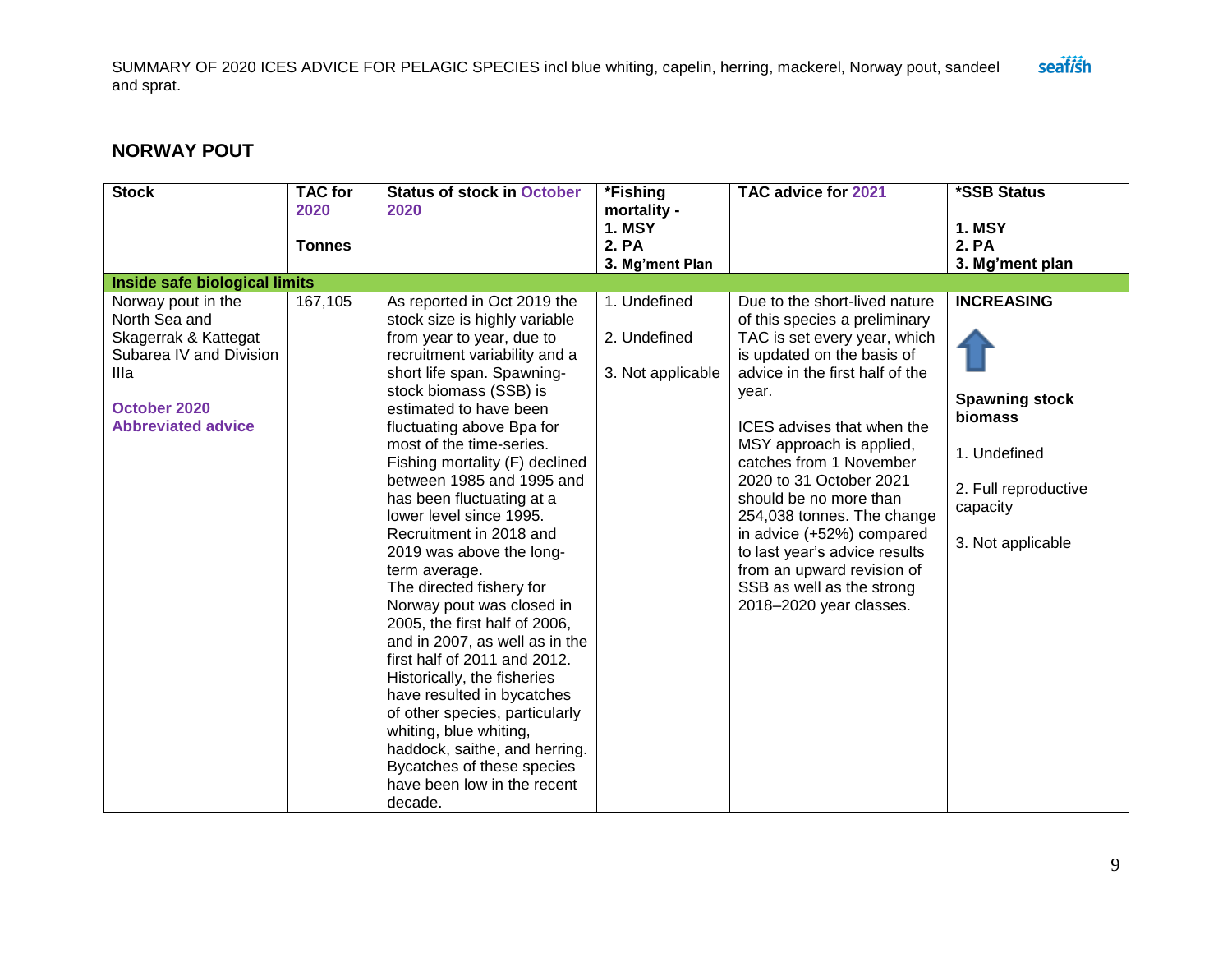## NORWAY POUT

| Stock | TAC for 2020<br><br>Tonnes | Status of stock in October 2020 | *Fishing mortality -<br>1. MSY<br>2. PA<br>3. Mg'ment Plan | TAC advice for 2021 | *SSB Status<br><br>1. MSY<br>2. PA<br>3. Mg'ment plan |
|---|---|---|---|---|---|
| **Inside safe biological limits** | | | | | |
| Norway pout in the North Sea and Skagerrak & Kattegat Subarea IV and Division IIIa<br><br>**October 2020 Abbreviated advice** | 167,105 | As reported in Oct 2019 the stock size is highly variable from year to year, due to recruitment variability and a short life span. Spawning-stock biomass (SSB) is estimated to have been fluctuating above Bpa for most of the time-series. Fishing mortality (F) declined between 1985 and 1995 and has been fluctuating at a lower level since 1995. Recruitment in 2018 and 2019 was above the long-term average.<br>The directed fishery for Norway pout was closed in 2005, the first half of 2006, and in 2007, as well as in the first half of 2011 and 2012. Historically, the fisheries have resulted in bycatches of other species, particularly whiting, blue whiting, haddock, saithe, and herring. Bycatches of these species have been low in the recent decade. | 1. Undefined<br><br>2. Undefined<br><br>3. Not applicable | Due to the short-lived nature of this species a preliminary TAC is set every year, which is updated on the basis of advice in the first half of the year.<br><br>ICES advises that when the MSY approach is applied, catches from 1 November 2020 to 31 October 2021 should be no more than 254,038 tonnes. The change in advice (+52%) compared to last year's advice results from an upward revision of SSB as well as the strong 2018–2020 year classes. | **INCREASING**<br><br>**Spawning stock biomass**<br><br>1. Undefined<br><br>2. Full reproductive capacity<br><br>3. Not applicable |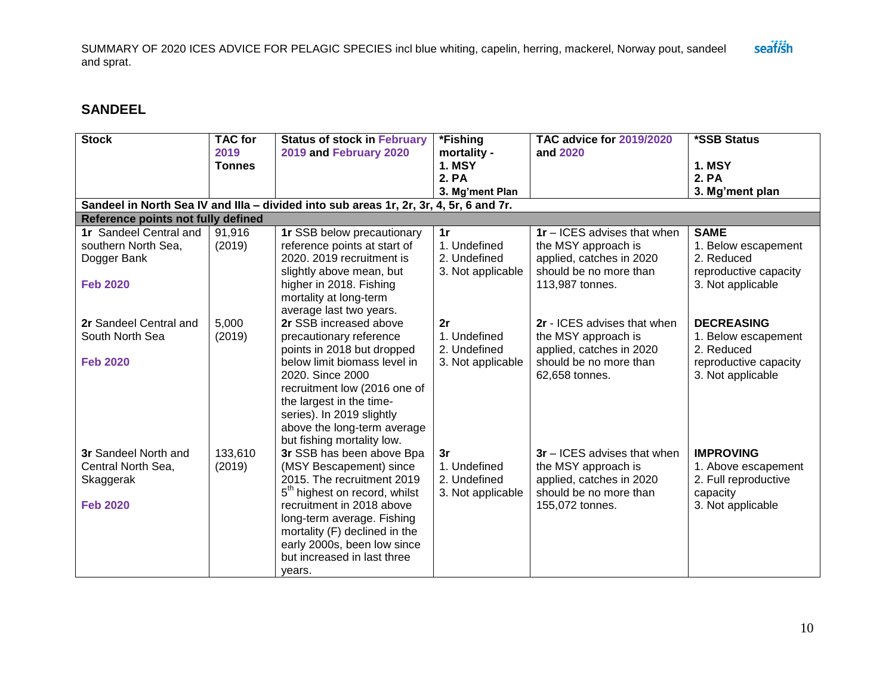## SANDEEL

| Stock | TAC for 2019 Tonnes | Status of stock in February 2019 and February 2020 | *Fishing mortality - 1. MSY 2. PA 3. Mg'ment Plan | TAC advice for 2019/2020 and 2020 | *SSB Status 1. MSY 2. PA 3. Mg'ment plan |
|---|---|---|---|---|---|
| **Sandeel in North Sea IV and IIIa – divided into sub areas 1r, 2r, 3r, 4, 5r, 6 and 7r.** | | | | | |
| **Reference points not fully defined** | | | | | |
| **1r** Sandeel Central and southern North Sea, Dogger Bank<br><br>**Feb 2020** | 91,916 (2019) | **1r** SSB below precautionary reference points at start of 2020. 2019 recruitment is slightly above mean, but higher in 2018. Fishing mortality at long-term average last two years. | **1r**<br>1. Undefined<br>2. Undefined<br>3. Not applicable | **1r** – ICES advises that when the MSY approach is applied, catches in 2020 should be no more than 113,987 tonnes. | **SAME**<br>1. Below escapement<br>2. Reduced reproductive capacity<br>3. Not applicable |
| **2r** Sandeel Central and South North Sea<br><br>**Feb 2020** | 5,000 (2019) | **2r** SSB increased above precautionary reference points in 2018 but dropped below limit biomass level in 2020. Since 2000 recruitment low (2016 one of the largest in the time-series). In 2019 slightly above the long-term average but fishing mortality low. | **2r**<br>1. Undefined<br>2. Undefined<br>3. Not applicable | **2r** - ICES advises that when the MSY approach is applied, catches in 2020 should be no more than 62,658 tonnes. | **DECREASING**<br>1. Below escapement<br>2. Reduced reproductive capacity<br>3. Not applicable |
| **3r** Sandeel North and Central North Sea, Skaggerak<br><br>**Feb 2020** | 133,610 (2019) | **3r** SSB has been above Bpa (MSY Bescapement) since 2015. The recruitment 2019 5th highest on record, whilst recruitment in 2018 above long-term average. Fishing mortality (F) declined in the early 2000s, been low since but increased in last three years. | **3r**<br>1. Undefined<br>2. Undefined<br>3. Not applicable | **3r** – ICES advises that when the MSY approach is applied, catches in 2020 should be no more than 155,072 tonnes. | **IMPROVING**<br>1. Above escapement<br>2. Full reproductive capacity<br>3. Not applicable |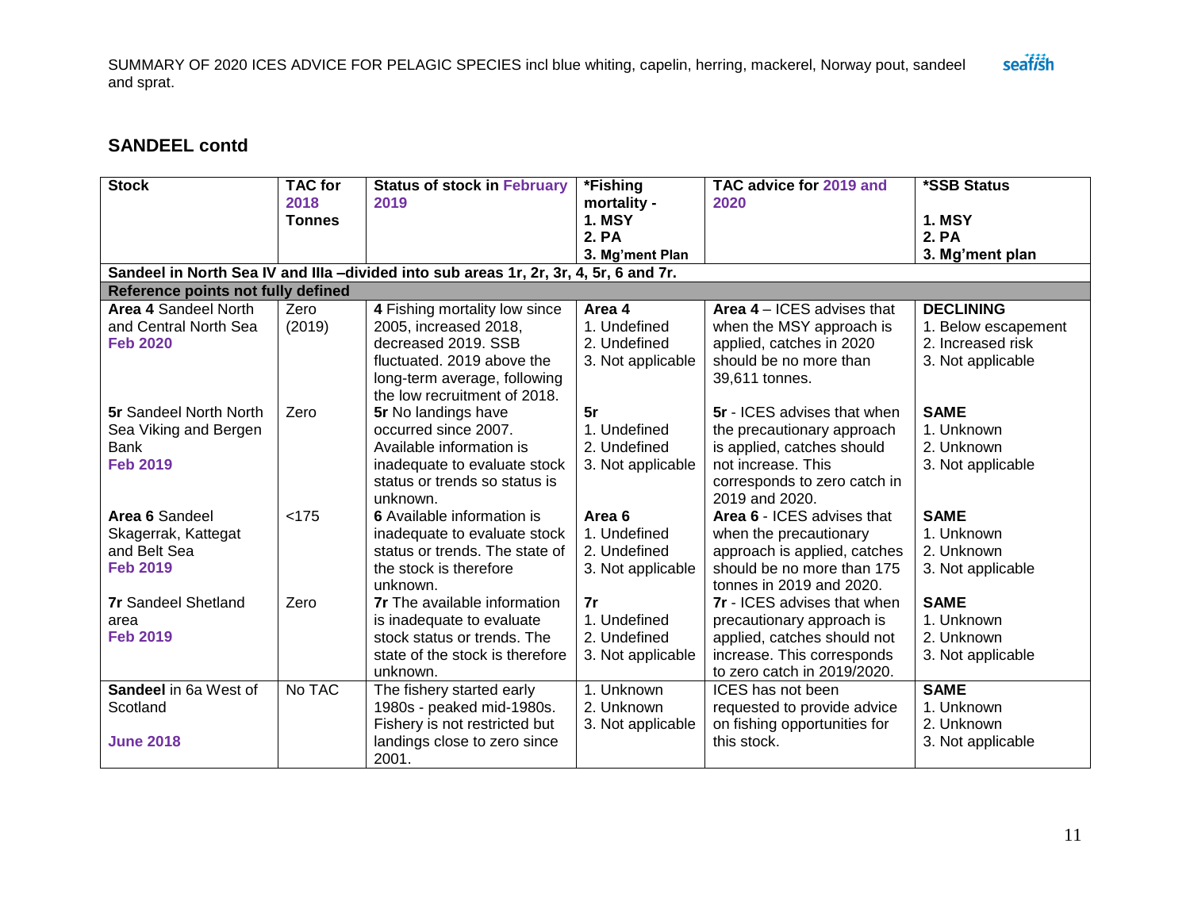## SANDEEL contd

| Stock | TAC for 2018 Tonnes | Status of stock in February 2019 | *Fishing mortality - 1. MSY 2. PA 3. Mg'ment Plan | TAC advice for 2019 and 2020 | *SSB Status 1. MSY 2. PA 3. Mg'ment plan |
|---|---|---|---|---|---|
| **Sandeel in North Sea IV and IIIa –divided into sub areas 1r, 2r, 3r, 4, 5r, 6 and 7r.** | | | | | |
| **Reference points not fully defined** | | | | | |
| **Area 4** Sandeel North and Central North Sea **Feb 2020** | Zero (2019) | **4** Fishing mortality low since 2005, increased 2018, decreased 2019. SSB fluctuated. 2019 above the long-term average, following the low recruitment of 2018. | **Area 4** 1. Undefined 2. Undefined 3. Not applicable | **Area 4** – ICES advises that when the MSY approach is applied, catches in 2020 should be no more than 39,611 tonnes. | **DECLINING** 1. Below escapement 2. Increased risk 3. Not applicable |
| **5r** Sandeel North North Sea Viking and Bergen Bank **Feb 2019** | Zero | **5r** No landings have occurred since 2007. Available information is inadequate to evaluate stock status or trends so status is unknown. | **5r** 1. Undefined 2. Undefined 3. Not applicable | **5r** - ICES advises that when the precautionary approach is applied, catches should not increase. This corresponds to zero catch in 2019 and 2020. | **SAME** 1. Unknown 2. Unknown 3. Not applicable |
| **Area 6** Sandeel Skagerrak, Kattegat and Belt Sea **Feb 2019** | <175 | **6** Available information is inadequate to evaluate stock status or trends. The state of the stock is therefore unknown. | **Area 6** 1. Undefined 2. Undefined 3. Not applicable | **Area 6** - ICES advises that when the precautionary approach is applied, catches should be no more than 175 tonnes in 2019 and 2020. | **SAME** 1. Unknown 2. Unknown 3. Not applicable |
| **7r** Sandeel Shetland area **Feb 2019** | Zero | **7r** The available information is inadequate to evaluate stock status or trends. The state of the stock is therefore unknown. | **7r** 1. Undefined 2. Undefined 3. Not applicable | **7r** - ICES advises that when precautionary approach is applied, catches should not increase. This corresponds to zero catch in 2019/2020. | **SAME** 1. Unknown 2. Unknown 3. Not applicable |
| **Sandeel** in 6a West of Scotland **June 2018** | No TAC | The fishery started early 1980s - peaked mid-1980s. Fishery is not restricted but landings close to zero since 2001. | 1. Unknown 2. Unknown 3. Not applicable | ICES has not been requested to provide advice on fishing opportunities for this stock. | **SAME** 1. Unknown 2. Unknown 3. Not applicable |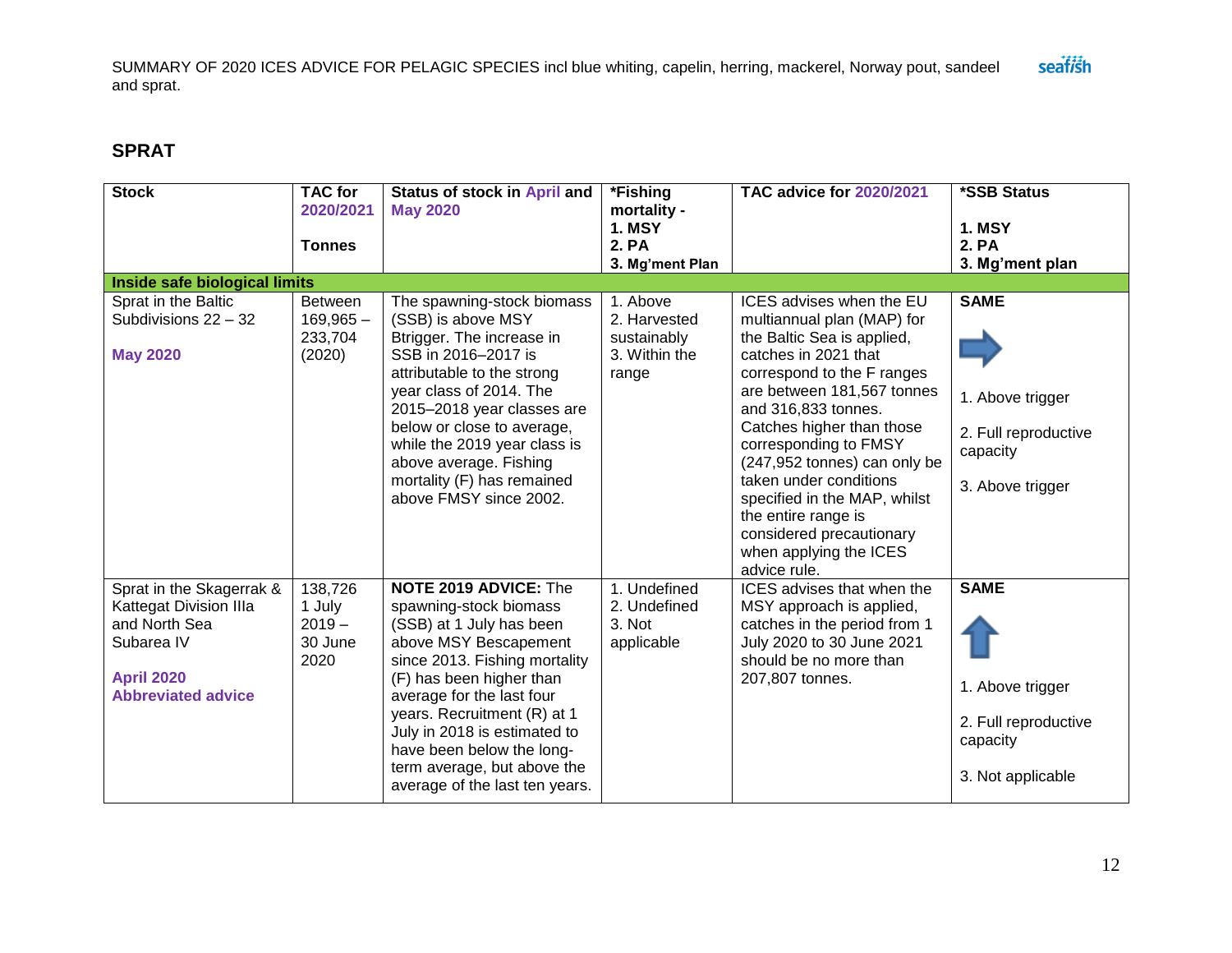## SPRAT

| Stock | TAC for 2020/2021 Tonnes | Status of stock in April and May 2020 | *Fishing mortality - 1. MSY 2. PA 3. Mg'ment Plan | TAC advice for 2020/2021 | *SSB Status 1. MSY 2. PA 3. Mg'ment plan |
|---|---|---|---|---|---|
| **Inside safe biological limits** | | | | | |
| Sprat in the Baltic Subdivisions 22 – 32<br><br>**May 2020** | Between 169,965 – 233,704 (2020) | The spawning-stock biomass (SSB) is above MSY Btrigger. The increase in SSB in 2016–2017 is attributable to the strong year class of 2014. The 2015–2018 year classes are below or close to average, while the 2019 year class is above average. Fishing mortality (F) has remained above FMSY since 2002. | 1. Above<br>2. Harvested sustainably<br>3. Within the range | ICES advises when the EU multiannual plan (MAP) for the Baltic Sea is applied, catches in 2021 that correspond to the F ranges are between 181,567 tonnes and 316,833 tonnes. Catches higher than those corresponding to FMSY (247,952 tonnes) can only be taken under conditions specified in the MAP, whilst the entire range is considered precautionary when applying the ICES advice rule. | **SAME**<br><br>1. Above trigger<br>2. Full reproductive capacity<br>3. Above trigger |
| Sprat in the Skagerrak & Kattegat Division IIIa and North Sea Subarea IV<br><br>**April 2020 Abbreviated advice** | 138,726 1 July 2019 – 30 June 2020 | **NOTE 2019 ADVICE:** The spawning-stock biomass (SSB) at 1 July has been above MSY Bescapement since 2013. Fishing mortality (F) has been higher than average for the last four years. Recruitment (R) at 1 July in 2018 is estimated to have been below the long-term average, but above the average of the last ten years. | 1. Undefined<br>2. Undefined<br>3. Not applicable | ICES advises that when the MSY approach is applied, catches in the period from 1 July 2020 to 30 June 2021 should be no more than 207,807 tonnes. | **SAME**<br><br>1. Above trigger<br>2. Full reproductive capacity<br>3. Not applicable |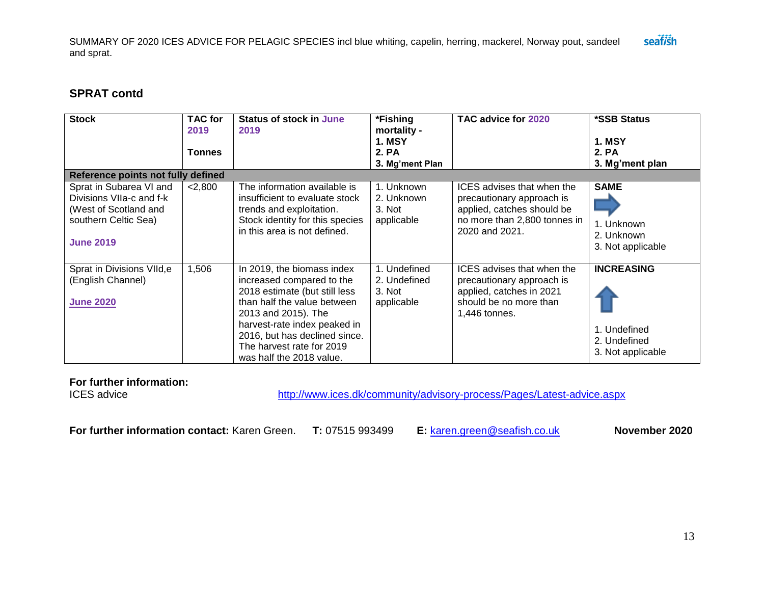## SPRAT contd

| Stock | TAC for 2019<br><br>Tonnes | Status of stock in June 2019 | *Fishing mortality -<br>1. MSY<br>2. PA<br>3. Mg'ment Plan | TAC advice for 2020 | *SSB Status<br><br>1. MSY<br>2. PA<br>3. Mg'ment plan |
|---|---|---|---|---|---|
| **Reference points not fully defined** | | | | | |
| Sprat in Subarea VI and Divisions VIIa-c and f-k (West of Scotland and southern Celtic Sea)<br><br>**June 2019** | <2,800 | The information available is insufficient to evaluate stock trends and exploitation. Stock identity for this species in this area is not defined. | 1. Unknown<br>2. Unknown<br>3. Not applicable | ICES advises that when the precautionary approach is applied, catches should be no more than 2,800 tonnes in 2020 and 2021. | **SAME**<br><br>1. Unknown<br>2. Unknown<br>3. Not applicable |
| Sprat in Divisions VIId,e (English Channel)<br><br>**June 2020** | 1,506 | In 2019, the biomass index increased compared to the 2018 estimate (but still less than half the value between 2013 and 2015). The harvest-rate index peaked in 2016, but has declined since. The harvest rate for 2019 was half the 2018 value. | 1. Undefined<br>2. Undefined<br>3. Not applicable | ICES advises that when the precautionary approach is applied, catches in 2021 should be no more than 1,446 tonnes. | **INCREASING**<br><br>1. Undefined<br>2. Undefined<br>3. Not applicable |

**For further information:**

ICES advice http://www.ices.dk/community/advisory-process/Pages/Latest-advice.aspx

**For further information contact:** Karen Green. **T:** 07515 993499 **E:** karen.green@seafish.co.uk **November 2020**